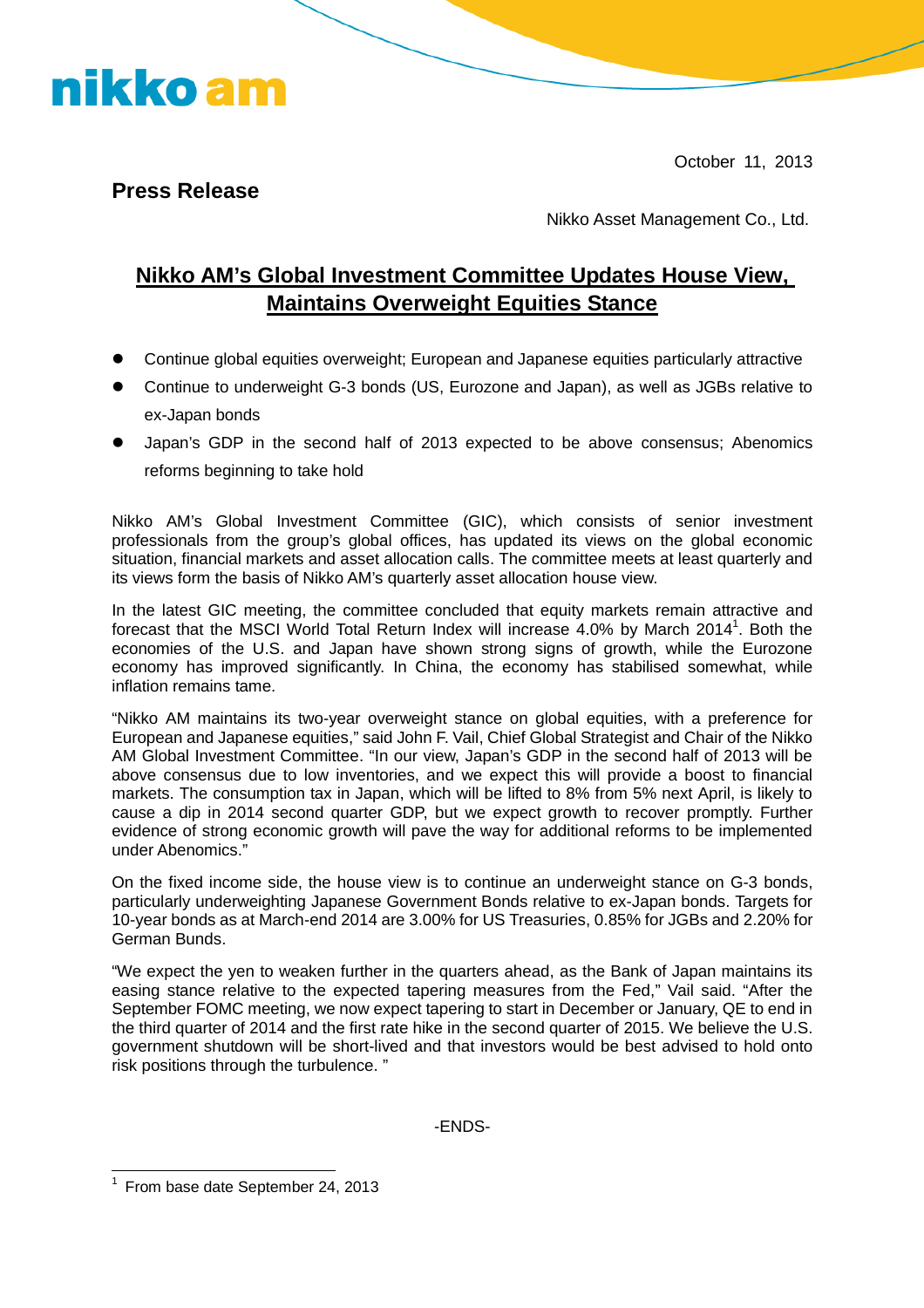nikko am

October 11, 2013

**Press Release**

Nikko Asset Management Co., Ltd.

# Nikko AM's Global Investment Committee Updates House View, Maintains Overweight Equities Stance

- Continue global equities overweight; European and Japanese equities particularly attractive
- Continue to underweight G-3 bonds (US, Eurozone and Japan), as well as JGBs relative to ex-Japan bonds
- Japan's GDP in the second half of 2013 expected to be above consensus; Abenomics reforms beginning to take hold

Nikko AM's Global Investment Committee (GIC), which consists of senior investment professionals from the group's global offices, has updated its views on the global economic situation, financial markets and asset allocation calls. The committee meets at least quarterly and its views form the basis of Nikko AM's quarterly asset allocation house view.

In the latest GIC meeting, the committee concluded that equity markets remain attractive and forecast that the MSCI World Total Return Index will increase 4.0% by March 2014[1]. Both the economies of the U.S. and Japan have shown strong signs of growth, while the Eurozone economy has improved significantly. In China, the economy has stabilised somewhat, while inflation remains tame.

"Nikko AM maintains its two-year overweight stance on global equities, with a preference for European and Japanese equities," said John F. Vail, Chief Global Strategist and Chair of the Nikko AM Global Investment Committee. "In our view, Japan's GDP in the second half of 2013 will be above consensus due to low inventories, and we expect this will provide a boost to financial markets. The consumption tax in Japan, which will be lifted to 8% from 5% next April, is likely to cause a dip in 2014 second quarter GDP, but we expect growth to recover promptly. Further evidence of strong economic growth will pave the way for additional reforms to be implemented under Abenomics."

On the fixed income side, the house view is to continue an underweight stance on G-3 bonds, particularly underweighting Japanese Government Bonds relative to ex-Japan bonds. Targets for 10-year bonds as at March-end 2014 are 3.00% for US Treasuries, 0.85% for JGBs and 2.20% for German Bunds.

"We expect the yen to weaken further in the quarters ahead, as the Bank of Japan maintains its easing stance relative to the expected tapering measures from the Fed," Vail said. "After the September FOMC meeting, we now expect tapering to start in December or January, QE to end in the third quarter of 2014 and the first rate hike in the second quarter of 2015. We believe the U.S. government shutdown will be short-lived and that investors would be best advised to hold onto risk positions through the turbulence. "

-ENDS-

[1] From base date September 24, 2013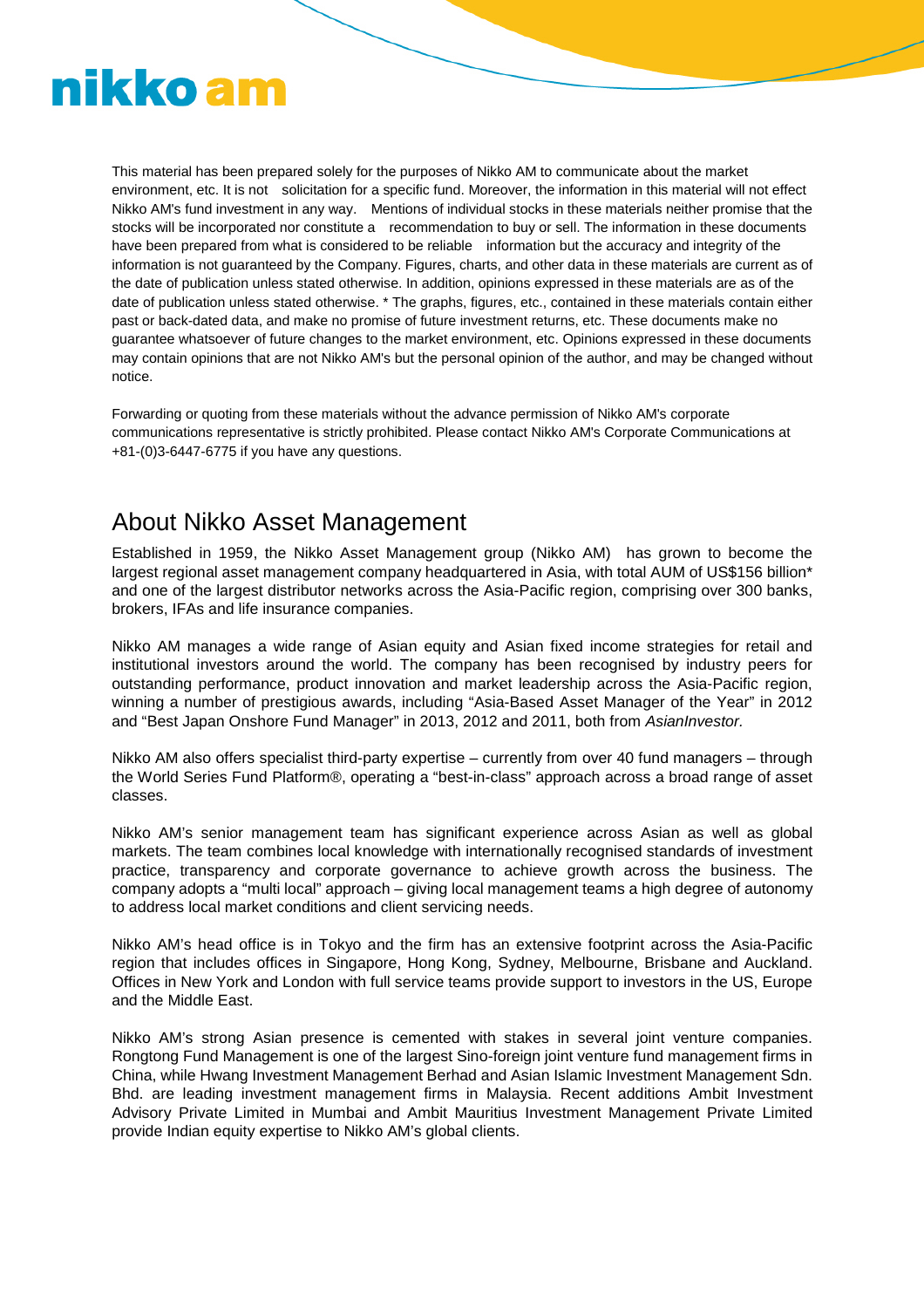This material has been prepared solely for the purposes of Nikko AM to communicate about the market environment, etc. It is not solicitation for a specific fund. Moreover, the information in this material will not effect Nikko AM's fund investment in any way. Mentions of individual stocks in these materials neither promise that the stocks will be incorporated nor constitute a recommendation to buy or sell. The information in these documents have been prepared from what is considered to be reliable information but the accuracy and integrity of the information is not guaranteed by the Company. Figures, charts, and other data in these materials are current as of the date of publication unless stated otherwise. In addition, opinions expressed in these materials are as of the date of publication unless stated otherwise. * The graphs, figures, etc., contained in these materials contain either past or back-dated data, and make no promise of future investment returns, etc. These documents make no guarantee whatsoever of future changes to the market environment, etc. Opinions expressed in these documents may contain opinions that are not Nikko AM's but the personal opinion of the author, and may be changed without notice.

Forwarding or quoting from these materials without the advance permission of Nikko AM's corporate communications representative is strictly prohibited. Please contact Nikko AM's Corporate Communications at +81-(0)3-6447-6775 if you have any questions.

## About Nikko Asset Management

Established in 1959, the Nikko Asset Management group (Nikko AM) has grown to become the largest regional asset management company headquartered in Asia, with total AUM of US$156 billion* and one of the largest distributor networks across the Asia-Pacific region, comprising over 300 banks, brokers, IFAs and life insurance companies.

Nikko AM manages a wide range of Asian equity and Asian fixed income strategies for retail and institutional investors around the world. The company has been recognised by industry peers for outstanding performance, product innovation and market leadership across the Asia-Pacific region, winning a number of prestigious awards, including "Asia-Based Asset Manager of the Year" in 2012 and "Best Japan Onshore Fund Manager" in 2013, 2012 and 2011, both from *AsianInvestor.*

Nikko AM also offers specialist third-party expertise – currently from over 40 fund managers – through the World Series Fund Platform®, operating a "best-in-class" approach across a broad range of asset classes.

Nikko AM's senior management team has significant experience across Asian as well as global markets. The team combines local knowledge with internationally recognised standards of investment practice, transparency and corporate governance to achieve growth across the business. The company adopts a "multi local" approach – giving local management teams a high degree of autonomy to address local market conditions and client servicing needs.

Nikko AM's head office is in Tokyo and the firm has an extensive footprint across the Asia-Pacific region that includes offices in Singapore, Hong Kong, Sydney, Melbourne, Brisbane and Auckland. Offices in New York and London with full service teams provide support to investors in the US, Europe and the Middle East.

Nikko AM's strong Asian presence is cemented with stakes in several joint venture companies. Rongtong Fund Management is one of the largest Sino-foreign joint venture fund management firms in China, while Hwang Investment Management Berhad and Asian Islamic Investment Management Sdn. Bhd. are leading investment management firms in Malaysia. Recent additions Ambit Investment Advisory Private Limited in Mumbai and Ambit Mauritius Investment Management Private Limited provide Indian equity expertise to Nikko AM's global clients.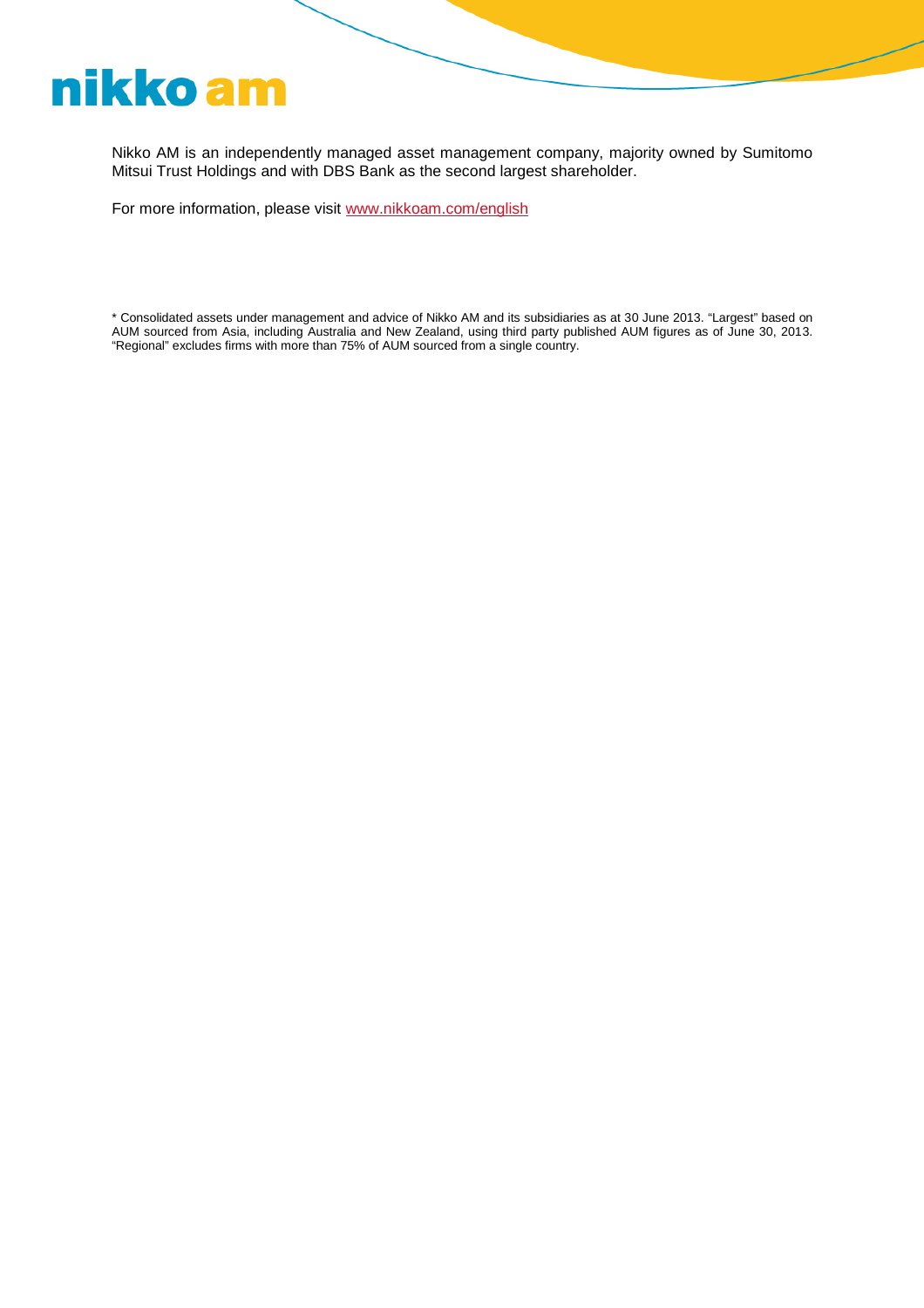Nikko AM is an independently managed asset management company, majority owned by Sumitomo Mitsui Trust Holdings and with DBS Bank as the second largest shareholder.

For more information, please visit [www.nikkoam.com/english](http://www.nikkoam.com/english)

* Consolidated assets under management and advice of Nikko AM and its subsidiaries as at 30 June 2013. “Largest” based on AUM sourced from Asia, including Australia and New Zealand, using third party published AUM figures as of June 30, 2013. “Regional” excludes firms with more than 75% of AUM sourced from a single country.